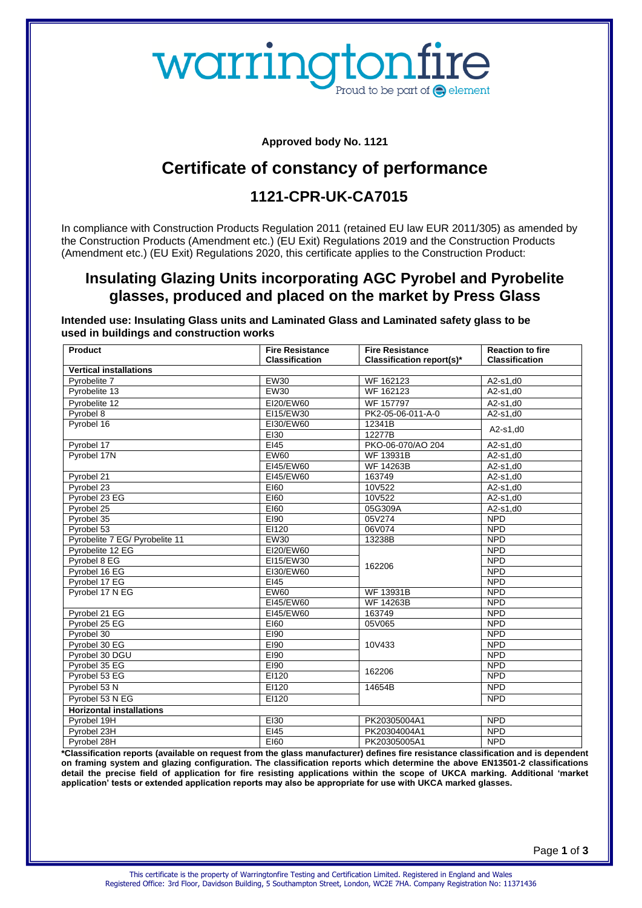warringtonfire
Proud to be part of element

**Approved body No. 1121**

# Certificate of constancy of performance

## 1121-CPR-UK-CA7015

In compliance with Construction Products Regulation 2011 (retained EU law EUR 2011/305) as amended by the Construction Products (Amendment etc.) (EU Exit) Regulations 2019 and the Construction Products (Amendment etc.) (EU Exit) Regulations 2020, this certificate applies to the Construction Product:

## Insulating Glazing Units incorporating AGC Pyrobel and Pyrobelite glasses, produced and placed on the market by Press Glass

**Intended use: Insulating Glass units and Laminated Glass and Laminated safety glass to be used in buildings and construction works**

| Product | Fire Resistance Classification | Fire Resistance Classification report(s)* | Reaction to fire Classification |
|---|---|---|---|
| **Vertical installations** | | | |
| Pyrobelite 7 | EW30 | WF 162123 | A2-s1,d0 |
| Pyrobelite 13 | EW30 | WF 162123 | A2-s1,d0 |
| Pyrobelite 12 | EI20/EW60 | WF 157797 | A2-s1,d0 |
| Pyrobel 8 | EI15/EW30 | PK2-05-06-011-A-0 | A2-s1,d0 |
| Pyrobel 16 | EI30/EW60 | 12341B | A2-s1,d0 |
| | EI30 | 12277B | |
| Pyrobel 17 | EI45 | PKO-06-070/AO 204 | A2-s1,d0 |
| Pyrobel 17N | EW60 | WF 13931B | A2-s1,d0 |
| | EI45/EW60 | WF 14263B | A2-s1,d0 |
| Pyrobel 21 | EI45/EW60 | 163749 | A2-s1,d0 |
| Pyrobel 23 | EI60 | 10V522 | A2-s1,d0 |
| Pyrobel 23 EG | EI60 | 10V522 | A2-s1,d0 |
| Pyrobel 25 | EI60 | 05G309A | A2-s1,d0 |
| Pyrobel 35 | EI90 | 05V274 | NPD |
| Pyrobel 53 | EI120 | 06V074 | NPD |
| Pyrobelite 7 EG/ Pyrobelite 11 | EW30 | 13238B | NPD |
| Pyrobelite 12 EG | EI20/EW60 | 162206 | NPD |
| Pyrobel 8 EG | EI15/EW30 | | NPD |
| Pyrobel 16 EG | EI30/EW60 | | NPD |
| Pyrobel 17 EG | EI45 | | NPD |
| Pyrobel 17 N EG | EW60 | WF 13931B | NPD |
| | EI45/EW60 | WF 14263B | NPD |
| Pyrobel 21 EG | EI45/EW60 | 163749 | NPD |
| Pyrobel 25 EG | EI60 | 05V065 | NPD |
| Pyrobel 30 | EI90 | 10V433 | NPD |
| Pyrobel 30 EG | EI90 | | NPD |
| Pyrobel 30 DGU | EI90 | | NPD |
| Pyrobel 35 EG | EI90 | 162206 | NPD |
| Pyrobel 53 EG | EI120 | | NPD |
| Pyrobel 53 N | EI120 | 14654B | NPD |
| Pyrobel 53 N EG | EI120 | | NPD |
| **Horizontal installations** | | | |
| Pyrobel 19H | EI30 | PK20305004A1 | NPD |
| Pyrobel 23H | EI45 | PK20304004A1 | NPD |
| Pyrobel 28H | EI60 | PK20305005A1 | NPD |

**\*Classification reports (available on request from the glass manufacturer) defines fire resistance classification and is dependent on framing system and glazing configuration. The classification reports which determine the above EN13501-2 classifications detail the precise field of application for fire resisting applications within the scope of UKCA marking. Additional 'market application' tests or extended application reports may also be appropriate for use with UKCA marked glasses.**

This certificate is the property of Warringtonfire Testing and Certification Limited. Registered in England and Wales
Registered Office: 3rd Floor, Davidson Building, 5 Southampton Street, London, WC2E 7HA. Company Registration No: 11371436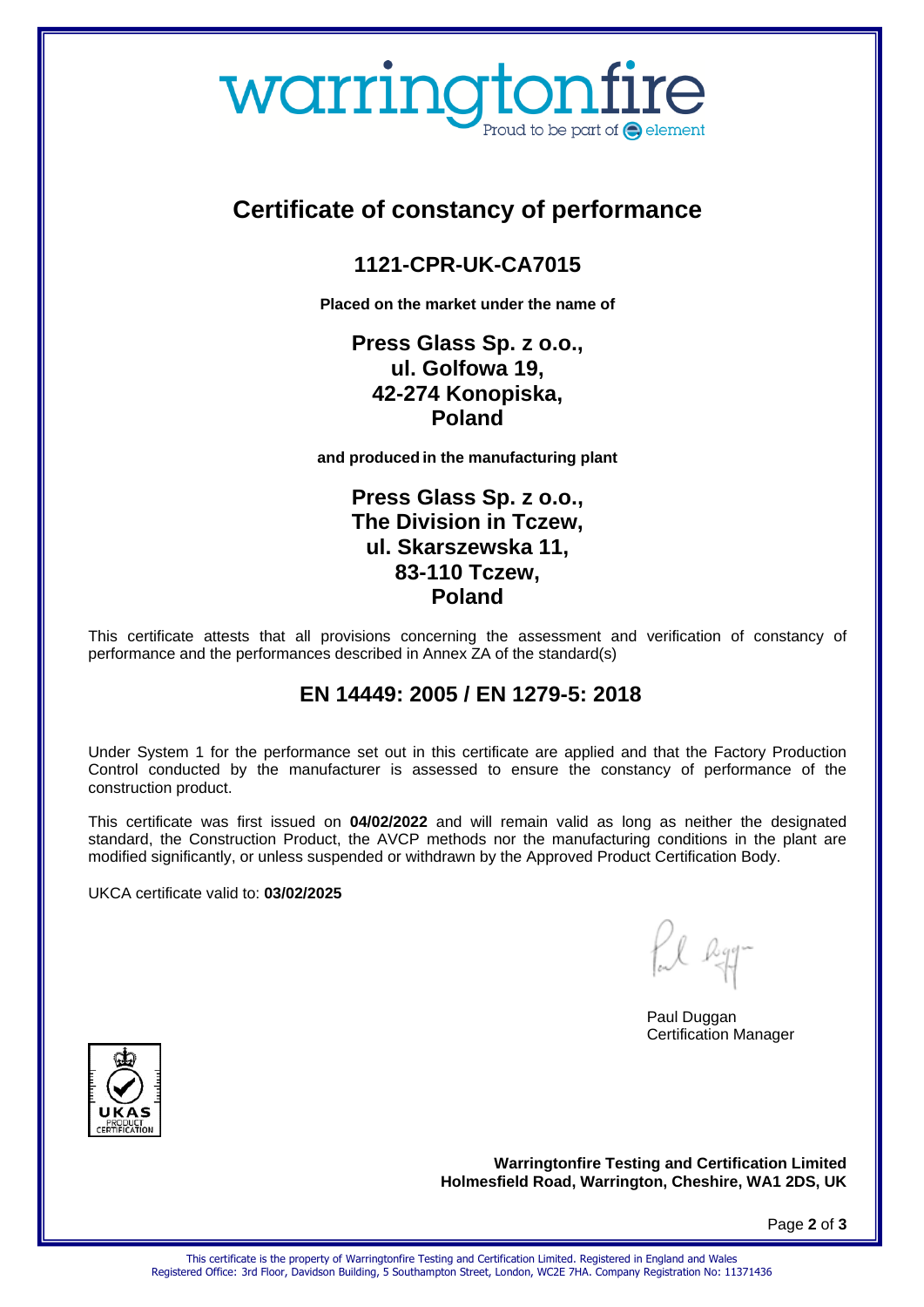# Certificate of constancy of performance

## 1121-CPR-UK-CA7015

**Placed on the market under the name of**

**Press Glass Sp. z o.o.,**
**ul. Golfowa 19,**
**42-274 Konopiska,**
**Poland**

**and produced in the manufacturing plant**

**Press Glass Sp. z o.o.,**
**The Division in Tczew,**
**ul. Skarszewska 11,**
**83-110 Tczew,**
**Poland**

This certificate attests that all provisions concerning the assessment and verification of constancy of performance and the performances described in Annex ZA of the standard(s)

## EN 14449: 2005 / EN 1279-5: 2018

Under System 1 for the performance set out in this certificate are applied and that the Factory Production Control conducted by the manufacturer is assessed to ensure the constancy of performance of the construction product.

This certificate was first issued on **04/02/2022** and will remain valid as long as neither the designated standard, the Construction Product, the AVCP methods nor the manufacturing conditions in the plant are modified significantly, or unless suspended or withdrawn by the Approved Product Certification Body.

UKCA certificate valid to: **03/02/2025**

Paul Duggan
Certification Manager

**Warringtonfire Testing and Certification Limited**
**Holmesfield Road, Warrington, Cheshire, WA1 2DS, UK**

This certificate is the property of Warringtonfire Testing and Certification Limited. Registered in England and Wales
Registered Office: 3rd Floor, Davidson Building, 5 Southampton Street, London, WC2E 7HA. Company Registration No: 11371436